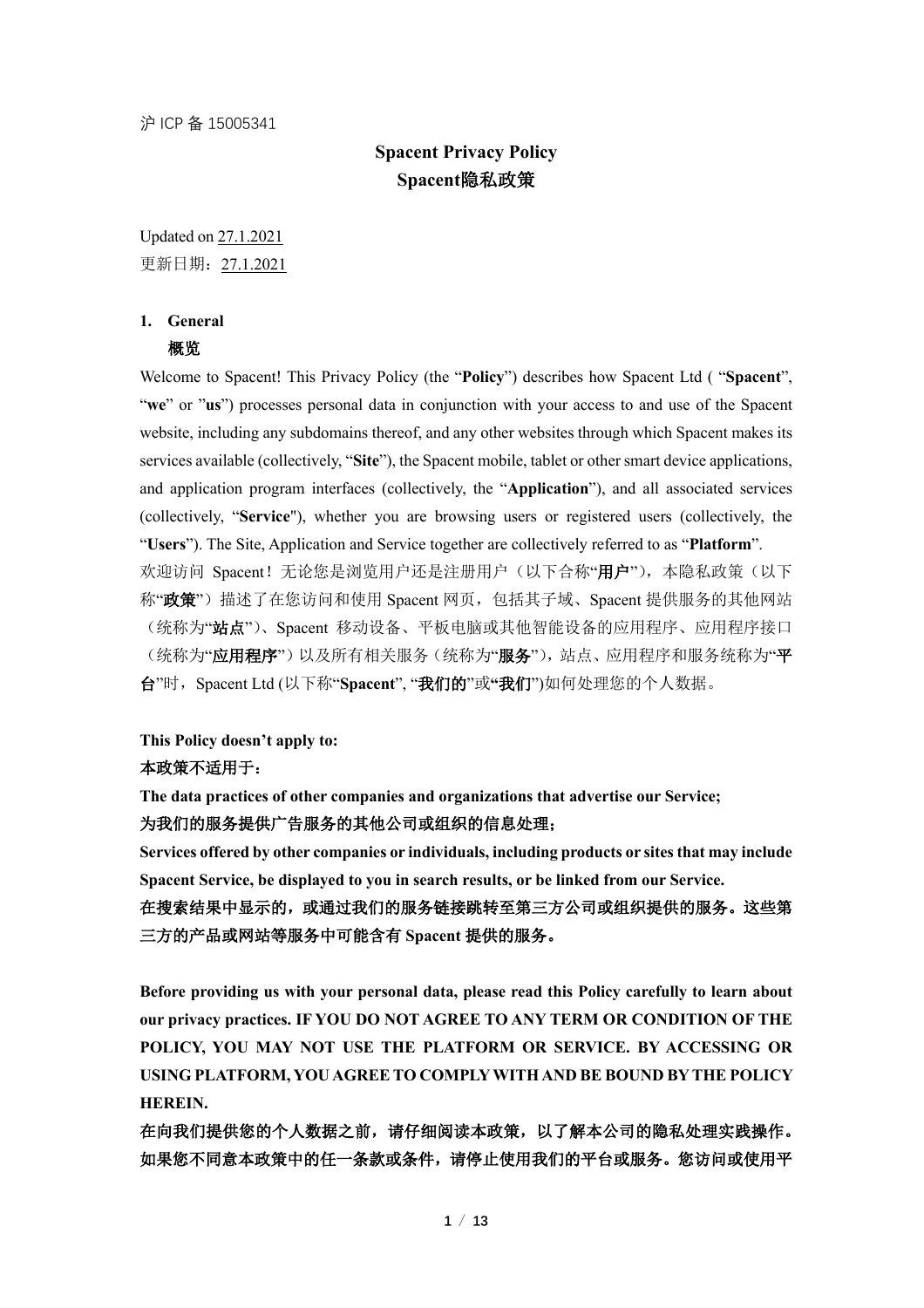沪 ICP 备 15005341

# Spacent Privacy Policy
# Spacent隐私政策

Updated on 27.1.2021

更新日期：27.1.2021

## 1. General
## 概览

Welcome to Spacent! This Privacy Policy (the "**Policy**") describes how Spacent Ltd ( "**Spacent**", "**we**" or "**us**") processes personal data in conjunction with your access to and use of the Spacent website, including any subdomains thereof, and any other websites through which Spacent makes its services available (collectively, "**Site**"), the Spacent mobile, tablet or other smart device applications, and application program interfaces (collectively, the "**Application**"), and all associated services (collectively, "**Service**"), whether you are browsing users or registered users (collectively, the "**Users**"). The Site, Application and Service together are collectively referred to as "**Platform**".

欢迎访问 Spacent！无论您是浏览用户还是注册用户（以下合称"**用户**"），本隐私政策（以下称"**政策**"）描述了在您访问和使用 Spacent 网页，包括其子域、Spacent 提供服务的其他网站（统称为"**站点**"）、Spacent 移动设备、平板电脑或其他智能设备的应用程序、应用程序接口（统称为"**应用程序**"）以及所有相关服务（统称为"**服务**"），站点、应用程序和服务统称为"**平台**"时，Spacent Ltd (以下称"**Spacent**", "**我们的**"或"**我们**")如何处理您的个人数据。

**This Policy doesn't apply to:**

**本政策不适用于：**

**The data practices of other companies and organizations that advertise our Service;**

**为我们的服务提供广告服务的其他公司或组织的信息处理；**

**Services offered by other companies or individuals, including products or sites that may include Spacent Service, be displayed to you in search results, or be linked from our Service.**

**在搜索结果中显示的，或通过我们的服务链接跳转至第三方公司或组织提供的服务。这些第三方的产品或网站等服务中可能含有 Spacent 提供的服务。**

**Before providing us with your personal data, please read this Policy carefully to learn about our privacy practices. IF YOU DO NOT AGREE TO ANY TERM OR CONDITION OF THE POLICY, YOU MAY NOT USE THE PLATFORM OR SERVICE. BY ACCESSING OR USING PLATFORM, YOU AGREE TO COMPLY WITH AND BE BOUND BY THE POLICY HEREIN.**

**在向我们提供您的个人数据之前，请仔细阅读本政策，以了解本公司的隐私处理实践操作。如果您不同意本政策中的任一条款或条件，请停止使用我们的平台或服务。您访问或使用平**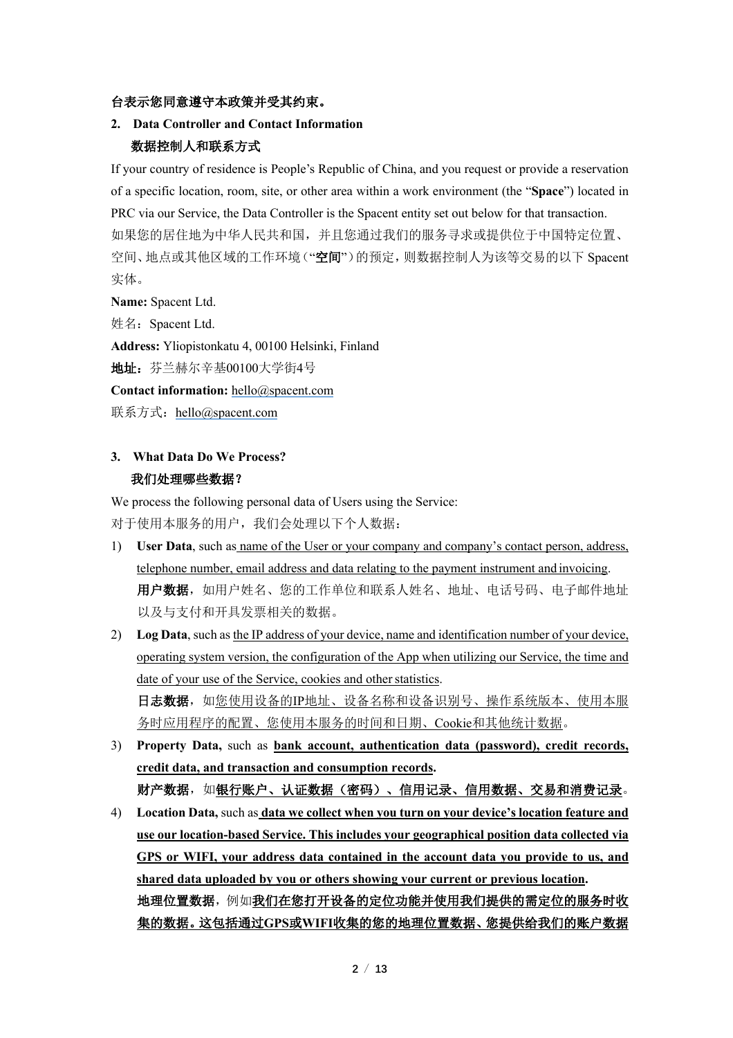**台表示您同意遵守本政策并受其约束。**

## 2. Data Controller and Contact Information

## 数据控制人和联系方式

If your country of residence is People's Republic of China, and you request or provide a reservation of a specific location, room, site, or other area within a work environment (the "**Space**") located in PRC via our Service, the Data Controller is the Spacent entity set out below for that transaction.

如果您的居住地为中华人民共和国，并且您通过我们的服务寻求或提供位于中国特定位置、空间、地点或其他区域的工作环境（"**空间**"）的预定，则数据控制人为该等交易的以下 Spacent 实体。

**Name:** Spacent Ltd.

姓名：Spacent Ltd.

**Address:** Yliopistonkatu 4, 00100 Helsinki, Finland

**地址**：芬兰赫尔辛基00100大学街4号

**Contact information:** hello@spacent.com

联系方式：hello@spacent.com

## 3. What Data Do We Process?

## 我们处理哪些数据？

We process the following personal data of Users using the Service:

对于使用本服务的用户，我们会处理以下个人数据：

1) **User Data**, such as <u>name of the User or your company and company's contact person, address, telephone number, email address and data relating to the payment instrument and invoicing</u>.
   **用户数据**，如用户姓名、您的工作单位和联系人姓名、地址、电话号码、电子邮件地址以及与支付和开具发票相关的数据。
2) **Log Data**, such as <u>the IP address of your device, name and identification number of your device, operating system version, the configuration of the App when utilizing our Service, the time and date of your use of the Service, cookies and other statistics</u>.
   **日志数据**，如<u>您使用设备的IP地址、设备名称和设备识别号、操作系统版本、使用本服务时应用程序的配置、您使用本服务的时间和日期、Cookie和其他统计数据</u>。
3) **Property Data,** such as **<u>bank account, authentication data (password), credit records, credit data, and transaction and consumption records</u>.**
   **财产数据**，如**<u>银行账户、认证数据（密码）、信用记录、信用数据、交易和消费记录</u>**。
4) **Location Data,** such as **<u>data we collect when you turn on your device's location feature and use our location-based Service. This includes your geographical position data collected via GPS or WIFI, your address data contained in the account data you provide to us, and shared data uploaded by you or others showing your current or previous location</u>.**
   **地理位置数据**，例如**<u>我们在您打开设备的定位功能并使用我们提供的需定位的服务时收集的数据。这包括通过GPS或WIFI收集的您的地理位置数据、您提供给我们的账户数据</u>**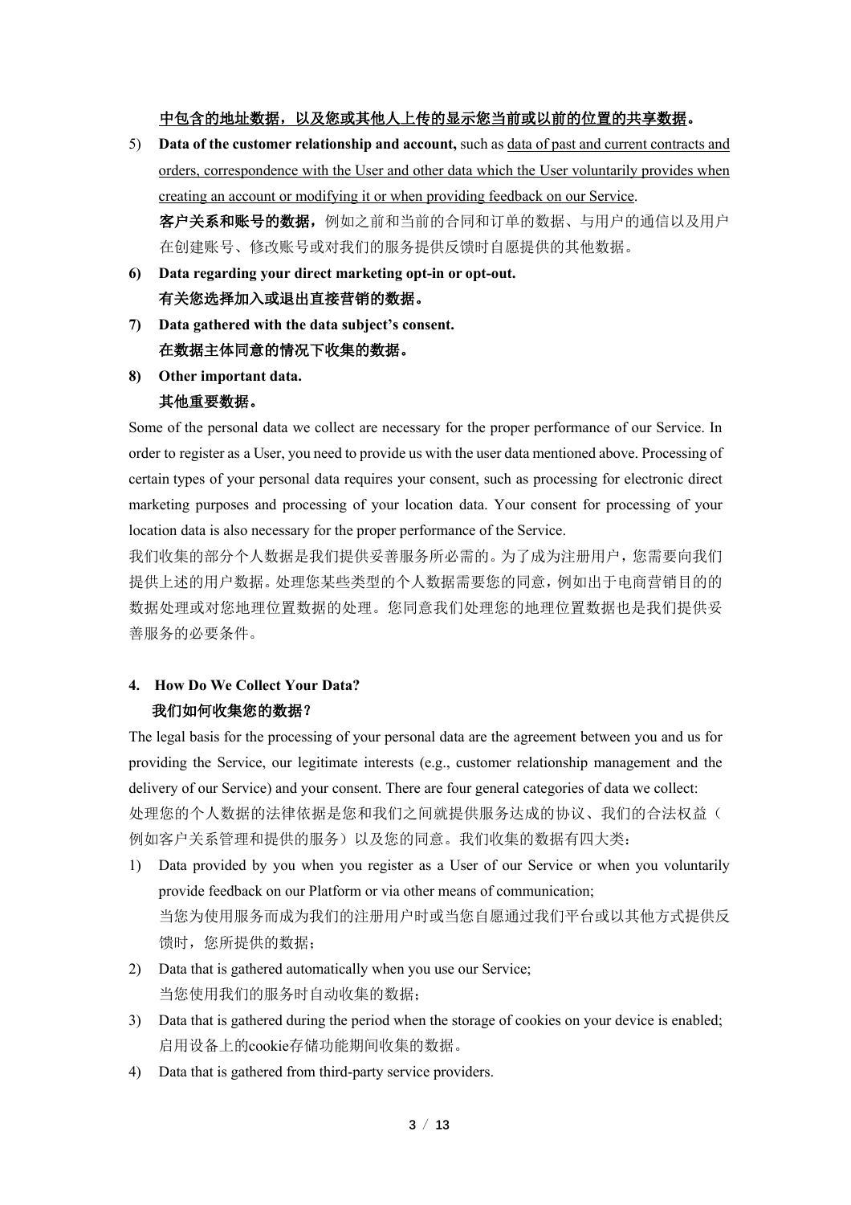**<u>中包含的地址数据，以及您或其他人上传的显示您当前或以前的位置的共享数据</u>。**

5) **Data of the customer relationship and account,** such as <u>data of past and current contracts and orders, correspondence with the User and other data which the User voluntarily provides when creating an account or modifying it or when providing feedback on our Service</u>.
   **客户关系和账号的数据，**例如之前和当前的合同和订单的数据、与用户的通信以及用户在创建账号、修改账号或对我们的服务提供反馈时自愿提供的其他数据。

6) **Data regarding your direct marketing opt-in or opt-out.**
   **有关您选择加入或退出直接营销的数据。**

7) **Data gathered with the data subject's consent.**
   **在数据主体同意的情况下收集的数据。**

8) **Other important data.**
   **其他重要数据。**

Some of the personal data we collect are necessary for the proper performance of our Service. In order to register as a User, you need to provide us with the user data mentioned above. Processing of certain types of your personal data requires your consent, such as processing for electronic direct marketing purposes and processing of your location data. Your consent for processing of your location data is also necessary for the proper performance of the Service.

我们收集的部分个人数据是我们提供妥善服务所必需的。为了成为注册用户，您需要向我们提供上述的用户数据。处理您某些类型的个人数据需要您的同意，例如出于电商营销目的的数据处理或对您地理位置数据的处理。您同意我们处理您的地理位置数据也是我们提供妥善服务的必要条件。

## 4. How Do We Collect Your Data?

## 我们如何收集您的数据？

The legal basis for the processing of your personal data are the agreement between you and us for providing the Service, our legitimate interests (e.g., customer relationship management and the delivery of our Service) and your consent. There are four general categories of data we collect:

处理您的个人数据的法律依据是您和我们之间就提供服务达成的协议、我们的合法权益（例如客户关系管理和提供的服务）以及您的同意。我们收集的数据有四大类：

1) Data provided by you when you register as a User of our Service or when you voluntarily provide feedback on our Platform or via other means of communication;
   当您为使用服务而成为我们的注册用户时或当您自愿通过我们平台或以其他方式提供反馈时，您所提供的数据；

2) Data that is gathered automatically when you use our Service;
   当您使用我们的服务时自动收集的数据；

3) Data that is gathered during the period when the storage of cookies on your device is enabled;
   启用设备上的cookie存储功能期间收集的数据。

4) Data that is gathered from third-party service providers.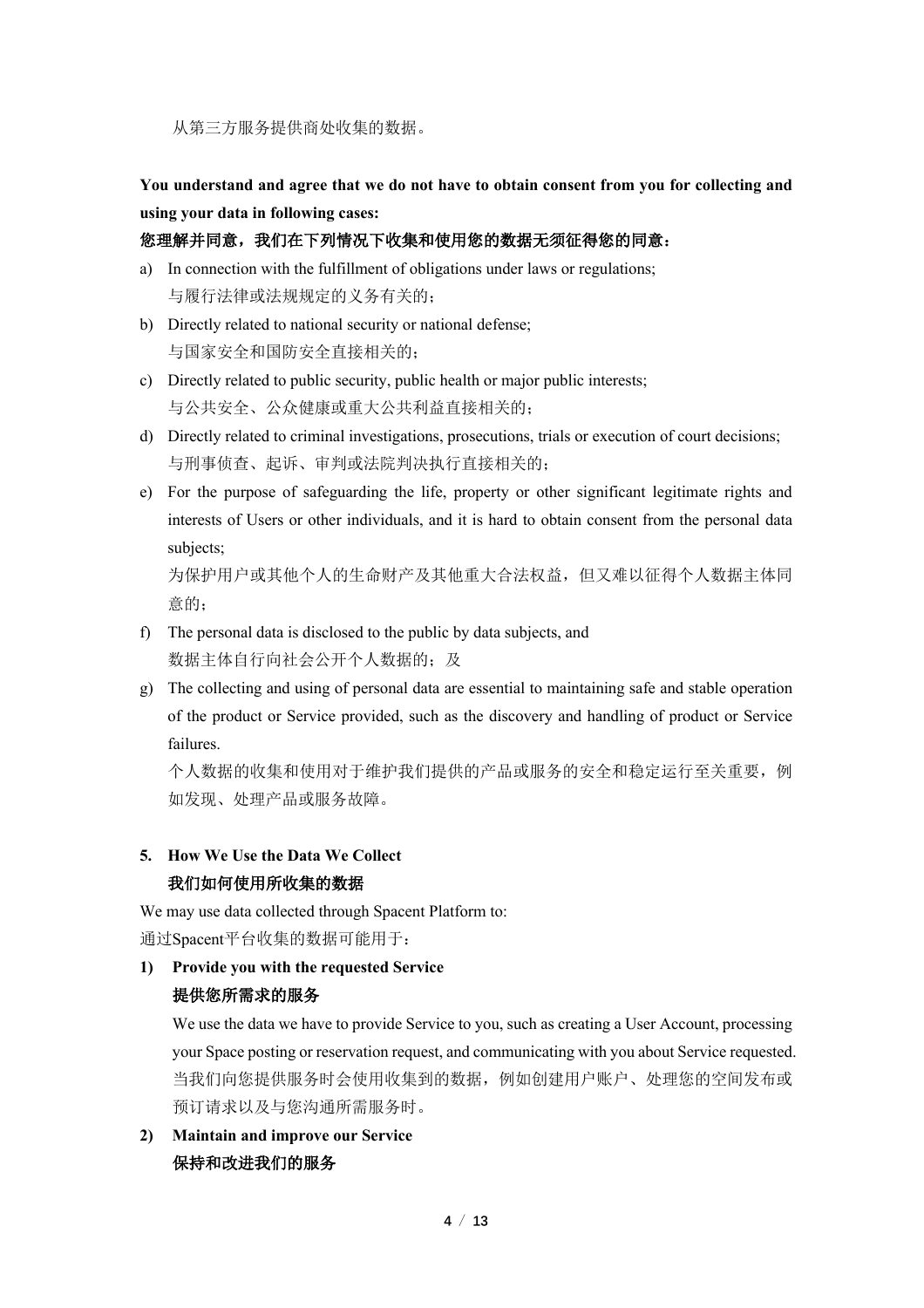从第三方服务提供商处收集的数据。

**You understand and agree that we do not have to obtain consent from you for collecting and using your data in following cases:**

**您理解并同意，我们在下列情况下收集和使用您的数据无须征得您的同意：**

a) In connection with the fulfillment of obligations under laws or regulations;
   与履行法律或法规规定的义务有关的；
b) Directly related to national security or national defense;
   与国家安全和国防安全直接相关的；
c) Directly related to public security, public health or major public interests;
   与公共安全、公众健康或重大公共利益直接相关的；
d) Directly related to criminal investigations, prosecutions, trials or execution of court decisions;
   与刑事侦查、起诉、审判或法院判决执行直接相关的；
e) For the purpose of safeguarding the life, property or other significant legitimate rights and interests of Users or other individuals, and it is hard to obtain consent from the personal data subjects;
   为保护用户或其他个人的生命财产及其他重大合法权益，但又难以征得个人数据主体同意的；
f) The personal data is disclosed to the public by data subjects, and
   数据主体自行向社会公开个人数据的；及
g) The collecting and using of personal data are essential to maintaining safe and stable operation of the product or Service provided, such as the discovery and handling of product or Service failures.
   个人数据的收集和使用对于维护我们提供的产品或服务的安全和稳定运行至关重要，例如发现、处理产品或服务故障。

## 5. How We Use the Data We Collect
## 我们如何使用所收集的数据

We may use data collected through Spacent Platform to:

通过Spacent平台收集的数据可能用于：

**1) Provide you with the requested Service**
**提供您所需求的服务**

We use the data we have to provide Service to you, such as creating a User Account, processing your Space posting or reservation request, and communicating with you about Service requested.

当我们向您提供服务时会使用收集到的数据，例如创建用户账户、处理您的空间发布或预订请求以及与您沟通所需服务时。

**2) Maintain and improve our Service**
**保持和改进我们的服务**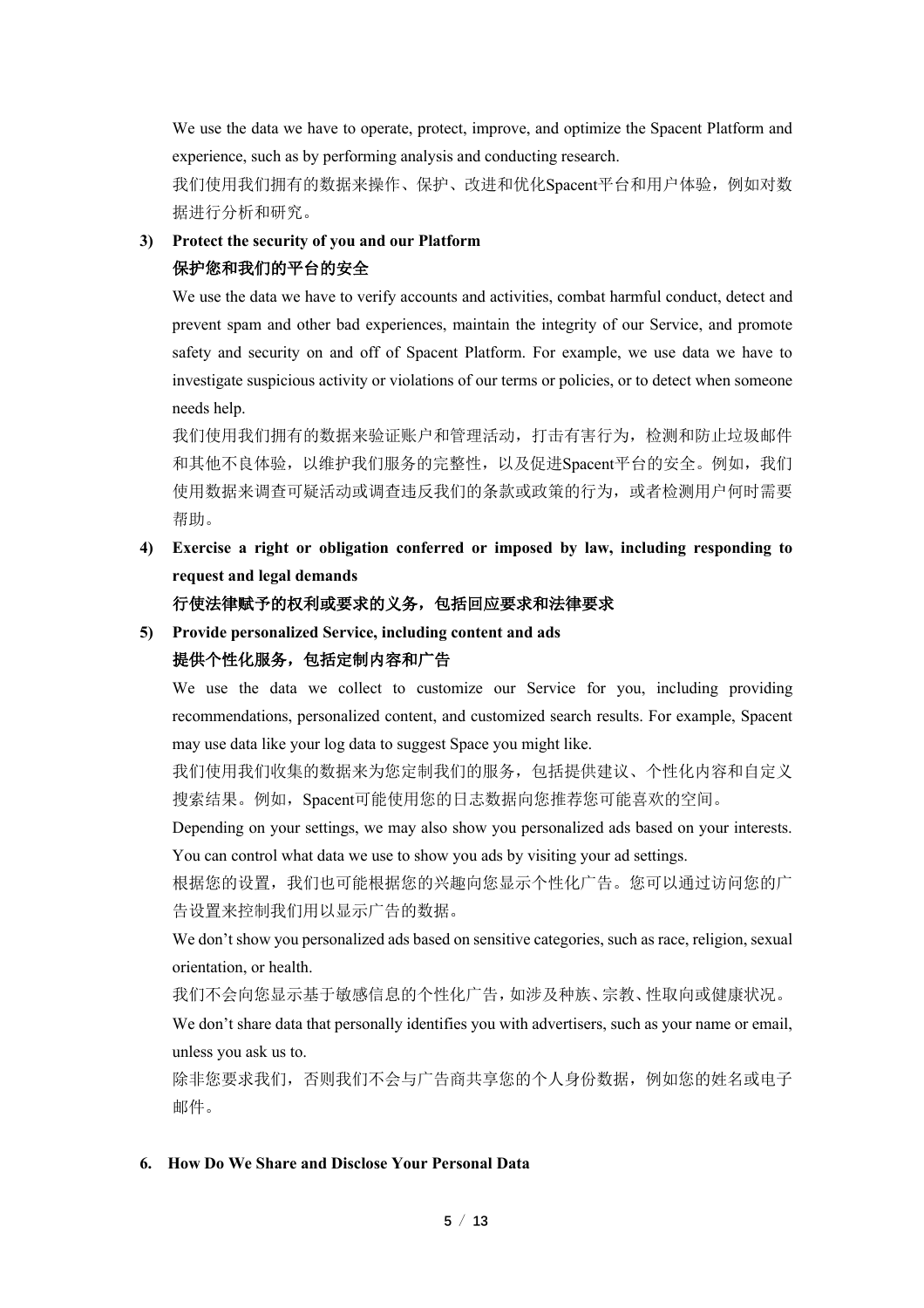We use the data we have to operate, protect, improve, and optimize the Spacent Platform and experience, such as by performing analysis and conducting research.

我们使用我们拥有的数据来操作、保护、改进和优化Spacent平台和用户体验，例如对数据进行分析和研究。

3) **Protect the security of you and our Platform**

   **保护您和我们的平台的安全**

   We use the data we have to verify accounts and activities, combat harmful conduct, detect and prevent spam and other bad experiences, maintain the integrity of our Service, and promote safety and security on and off of Spacent Platform. For example, we use data we have to investigate suspicious activity or violations of our terms or policies, or to detect when someone needs help.

   我们使用我们拥有的数据来验证账户和管理活动，打击有害行为，检测和防止垃圾邮件和其他不良体验，以维护我们服务的完整性，以及促进Spacent平台的安全。例如，我们使用数据来调查可疑活动或调查违反我们的条款或政策的行为，或者检测用户何时需要帮助。

4) **Exercise a right or obligation conferred or imposed by law, including responding to request and legal demands**

   **行使法律赋予的权利或要求的义务，包括回应要求和法律要求**

5) **Provide personalized Service, including content and ads**

   **提供个性化服务，包括定制内容和广告**

   We use the data we collect to customize our Service for you, including providing recommendations, personalized content, and customized search results. For example, Spacent may use data like your log data to suggest Space you might like.

   我们使用我们收集的数据来为您定制我们的服务，包括提供建议、个性化内容和自定义搜索结果。例如，Spacent可能使用您的日志数据向您推荐您可能喜欢的空间。

   Depending on your settings, we may also show you personalized ads based on your interests. You can control what data we use to show you ads by visiting your ad settings.

   根据您的设置，我们也可能根据您的兴趣向您显示个性化广告。您可以通过访问您的广告设置来控制我们用以显示广告的数据。

   We don't show you personalized ads based on sensitive categories, such as race, religion, sexual orientation, or health.

   我们不会向您显示基于敏感信息的个性化广告，如涉及种族、宗教、性取向或健康状况。

   We don't share data that personally identifies you with advertisers, such as your name or email, unless you ask us to.

   除非您要求我们，否则我们不会与广告商共享您的个人身份数据，例如您的姓名或电子邮件。

## 6. How Do We Share and Disclose Your Personal Data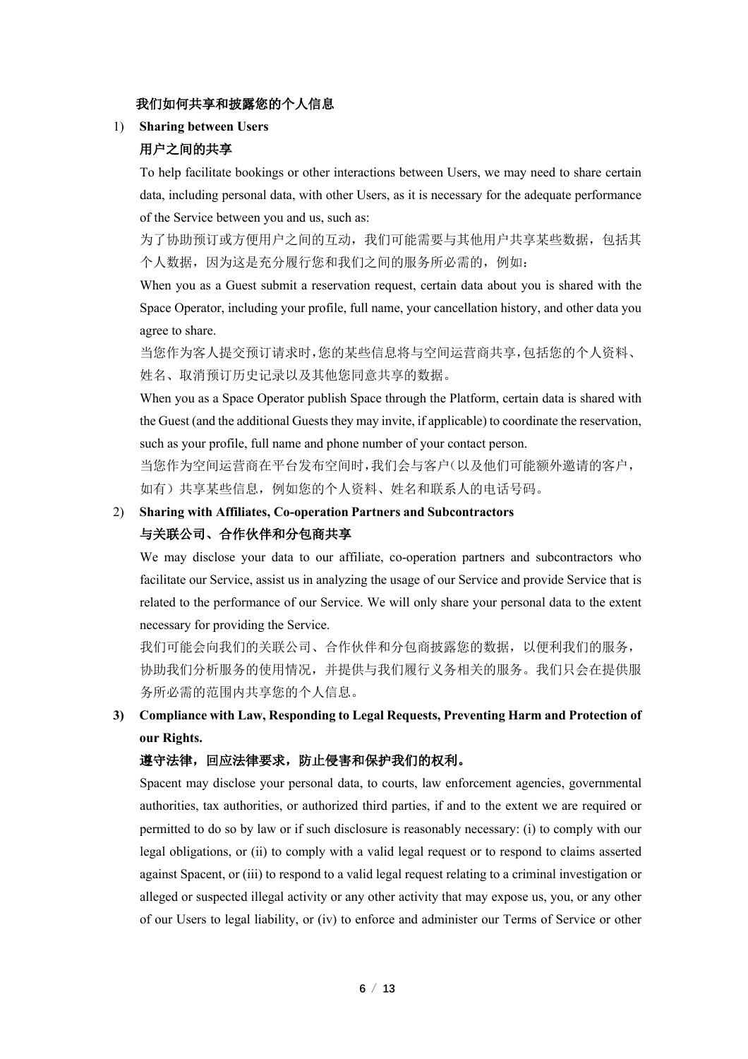**我们如何共享和披露您的个人信息**

1) **Sharing between Users**

   **用户之间的共享**

   To help facilitate bookings or other interactions between Users, we may need to share certain data, including personal data, with other Users, as it is necessary for the adequate performance of the Service between you and us, such as:

   为了协助预订或方便用户之间的互动，我们可能需要与其他用户共享某些数据，包括其个人数据，因为这是充分履行您和我们之间的服务所必需的，例如：

   When you as a Guest submit a reservation request, certain data about you is shared with the Space Operator, including your profile, full name, your cancellation history, and other data you agree to share.

   当您作为客人提交预订请求时，您的某些信息将与空间运营商共享，包括您的个人资料、姓名、取消预订历史记录以及其他您同意共享的数据。

   When you as a Space Operator publish Space through the Platform, certain data is shared with the Guest (and the additional Guests they may invite, if applicable) to coordinate the reservation, such as your profile, full name and phone number of your contact person.

   当您作为空间运营商在平台发布空间时，我们会与客户（以及他们可能额外邀请的客户，如有）共享某些信息，例如您的个人资料、姓名和联系人的电话号码。

2) **Sharing with Affiliates, Co-operation Partners and Subcontractors**

   **与关联公司、合作伙伴和分包商共享**

   We may disclose your data to our affiliate, co-operation partners and subcontractors who facilitate our Service, assist us in analyzing the usage of our Service and provide Service that is related to the performance of our Service. We will only share your personal data to the extent necessary for providing the Service.

   我们可能会向我们的关联公司、合作伙伴和分包商披露您的数据，以便利我们的服务，协助我们分析服务的使用情况，并提供与我们履行义务相关的服务。我们只会在提供服务所必需的范围内共享您的个人信息。

3) **Compliance with Law, Responding to Legal Requests, Preventing Harm and Protection of our Rights.**

   **遵守法律，回应法律要求，防止侵害和保护我们的权利。**

   Spacent may disclose your personal data, to courts, law enforcement agencies, governmental authorities, tax authorities, or authorized third parties, if and to the extent we are required or permitted to do so by law or if such disclosure is reasonably necessary: (i) to comply with our legal obligations, or (ii) to comply with a valid legal request or to respond to claims asserted against Spacent, or (iii) to respond to a valid legal request relating to a criminal investigation or alleged or suspected illegal activity or any other activity that may expose us, you, or any other of our Users to legal liability, or (iv) to enforce and administer our Terms of Service or other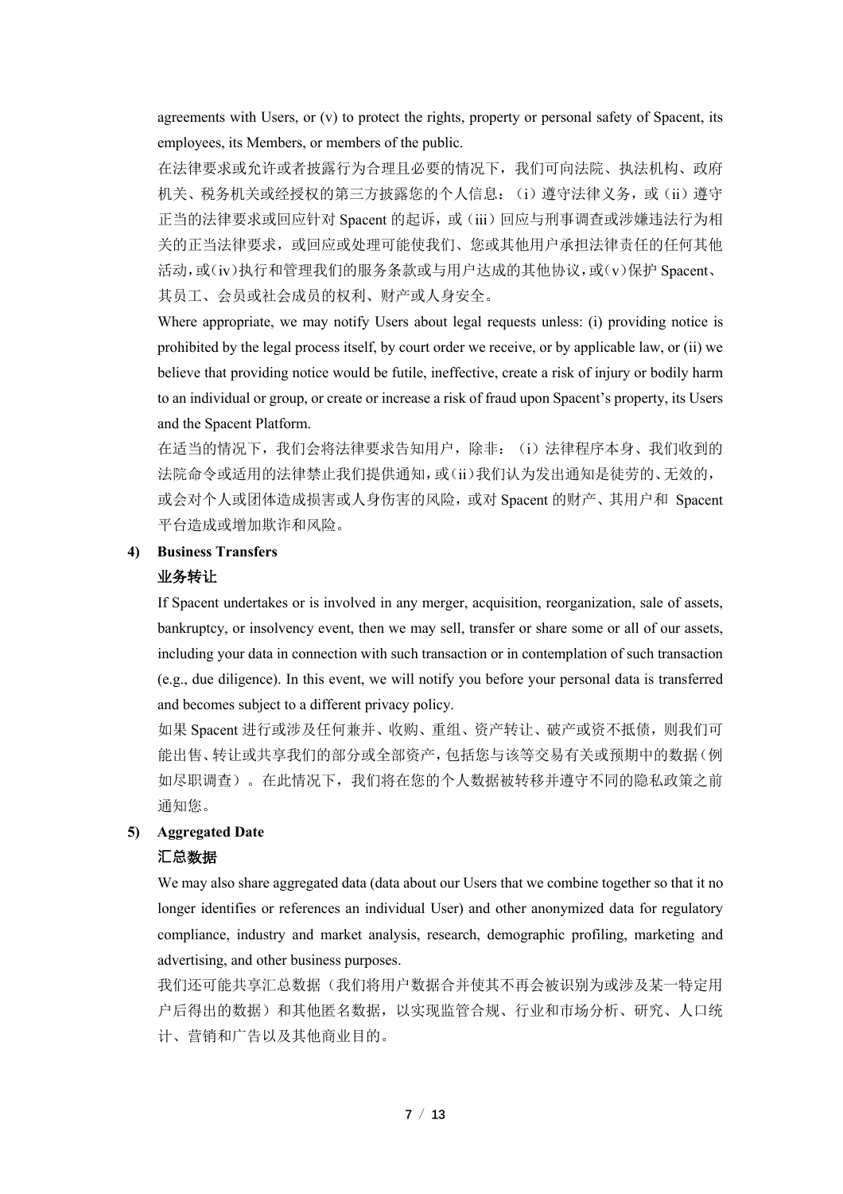agreements with Users, or (v) to protect the rights, property or personal safety of Spacent, its employees, its Members, or members of the public.

在法律要求或允许或者披露行为合理且必要的情况下，我们可向法院、执法机构、政府机关、税务机关或经授权的第三方披露您的个人信息：（i）遵守法律义务，或（ii）遵守正当的法律要求或回应针对 Spacent 的起诉，或（iii）回应与刑事调查或涉嫌违法行为相关的正当法律要求，或回应或处理可能使我们、您或其他用户承担法律责任的任何其他活动，或（iv）执行和管理我们的服务条款或与用户达成的其他协议，或（v）保护 Spacent、其员工、会员或社会成员的权利、财产或人身安全。

Where appropriate, we may notify Users about legal requests unless: (i) providing notice is prohibited by the legal process itself, by court order we receive, or by applicable law, or (ii) we believe that providing notice would be futile, ineffective, create a risk of injury or bodily harm to an individual or group, or create or increase a risk of fraud upon Spacent's property, its Users and the Spacent Platform.

在适当的情况下，我们会将法律要求告知用户，除非：（i）法律程序本身、我们收到的法院命令或适用的法律禁止我们提供通知，或（ii）我们认为发出通知是徒劳的、无效的，或会对个人或团体造成损害或人身伤害的风险，或对 Spacent 的财产、其用户和 Spacent 平台造成或增加欺诈和风险。

**4) Business Transfers**

**业务转让**

If Spacent undertakes or is involved in any merger, acquisition, reorganization, sale of assets, bankruptcy, or insolvency event, then we may sell, transfer or share some or all of our assets, including your data in connection with such transaction or in contemplation of such transaction (e.g., due diligence). In this event, we will notify you before your personal data is transferred and becomes subject to a different privacy policy.

如果 Spacent 进行或涉及任何兼并、收购、重组、资产转让、破产或资不抵债，则我们可能出售、转让或共享我们的部分或全部资产，包括您与该等交易有关或预期中的数据（例如尽职调查）。在此情况下，我们将在您的个人数据被转移并遵守不同的隐私政策之前通知您。

**5) Aggregated Date**

**汇总数据**

We may also share aggregated data (data about our Users that we combine together so that it no longer identifies or references an individual User) and other anonymized data for regulatory compliance, industry and market analysis, research, demographic profiling, marketing and advertising, and other business purposes.

我们还可能共享汇总数据（我们将用户数据合并使其不再会被识别为或涉及某一特定用户后得出的数据）和其他匿名数据，以实现监管合规、行业和市场分析、研究、人口统计、营销和广告以及其他商业目的。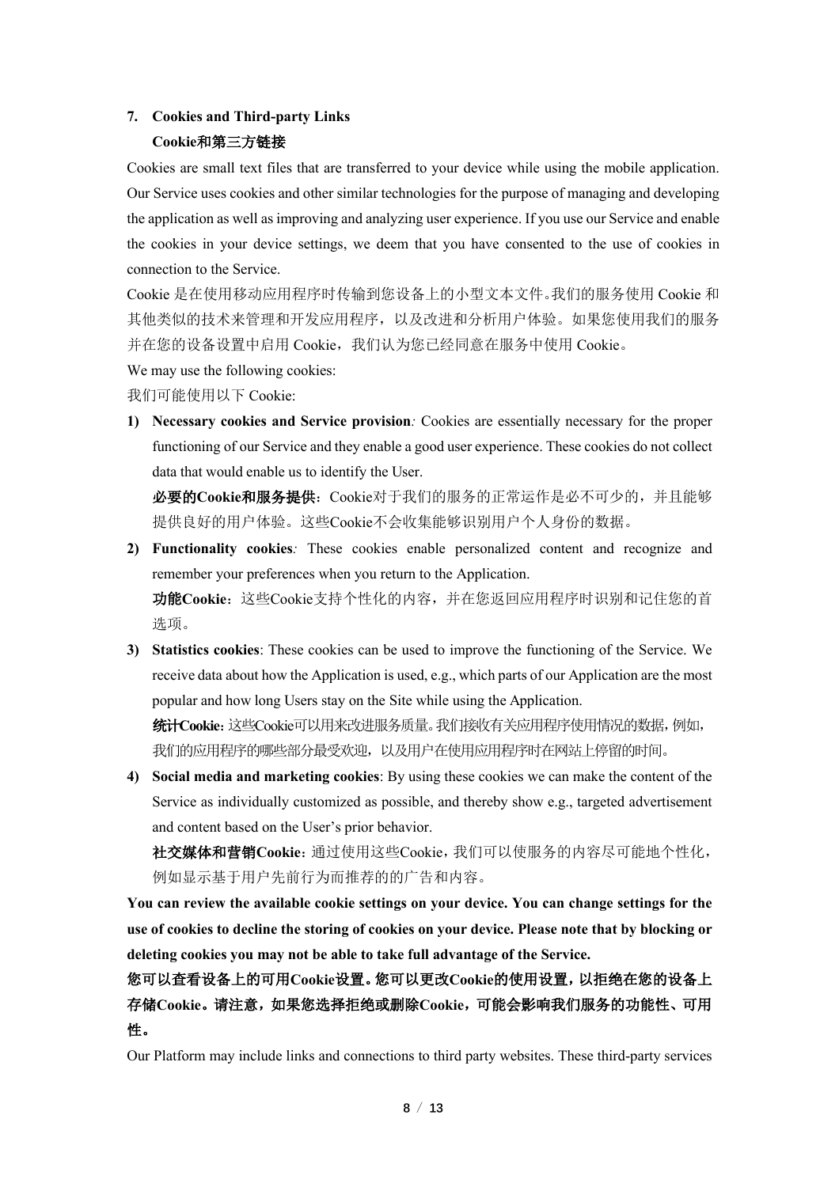## 7. Cookies and Third-party Links
## Cookie和第三方链接

Cookies are small text files that are transferred to your device while using the mobile application. Our Service uses cookies and other similar technologies for the purpose of managing and developing the application as well as improving and analyzing user experience. If you use our Service and enable the cookies in your device settings, we deem that you have consented to the use of cookies in connection to the Service.

Cookie 是在使用移动应用程序时传输到您设备上的小型文本文件。我们的服务使用 Cookie 和其他类似的技术来管理和开发应用程序，以及改进和分析用户体验。如果您使用我们的服务并在您的设备设置中启用 Cookie，我们认为您已经同意在服务中使用 Cookie。

We may use the following cookies:

我们可能使用以下 Cookie:

1) **Necessary cookies and Service provision***:* Cookies are essentially necessary for the proper functioning of our Service and they enable a good user experience. These cookies do not collect data that would enable us to identify the User.

   **必要的Cookie和服务提供**：Cookie对于我们的服务的正常运作是必不可少的，并且能够提供良好的用户体验。这些Cookie不会收集能够识别用户个人身份的数据。

2) **Functionality cookies***:* These cookies enable personalized content and recognize and remember your preferences when you return to the Application.

   **功能Cookie**：这些Cookie支持个性化的内容，并在您返回应用程序时识别和记住您的首选项。

3) **Statistics cookies**: These cookies can be used to improve the functioning of the Service. We receive data about how the Application is used, e.g., which parts of our Application are the most popular and how long Users stay on the Site while using the Application.

   **统计Cookie**：这些Cookie可以用来改进服务质量。我们接收有关应用程序使用情况的数据，例如，我们的应用程序的哪些部分最受欢迎，以及用户在使用应用程序时在网站上停留的时间。

4) **Social media and marketing cookies**: By using these cookies we can make the content of the Service as individually customized as possible, and thereby show e.g., targeted advertisement and content based on the User's prior behavior.

   **社交媒体和营销Cookie**：通过使用这些Cookie，我们可以使服务的内容尽可能地个性化，例如显示基于用户先前行为而推荐的的广告和内容。

**You can review the available cookie settings on your device. You can change settings for the use of cookies to decline the storing of cookies on your device. Please note that by blocking or deleting cookies you may not be able to take full advantage of the Service.**

**您可以查看设备上的可用Cookie设置。您可以更改Cookie的使用设置，以拒绝在您的设备上存储Cookie。请注意，如果您选择拒绝或删除Cookie，可能会影响我们服务的功能性、可用性。**

Our Platform may include links and connections to third party websites. These third-party services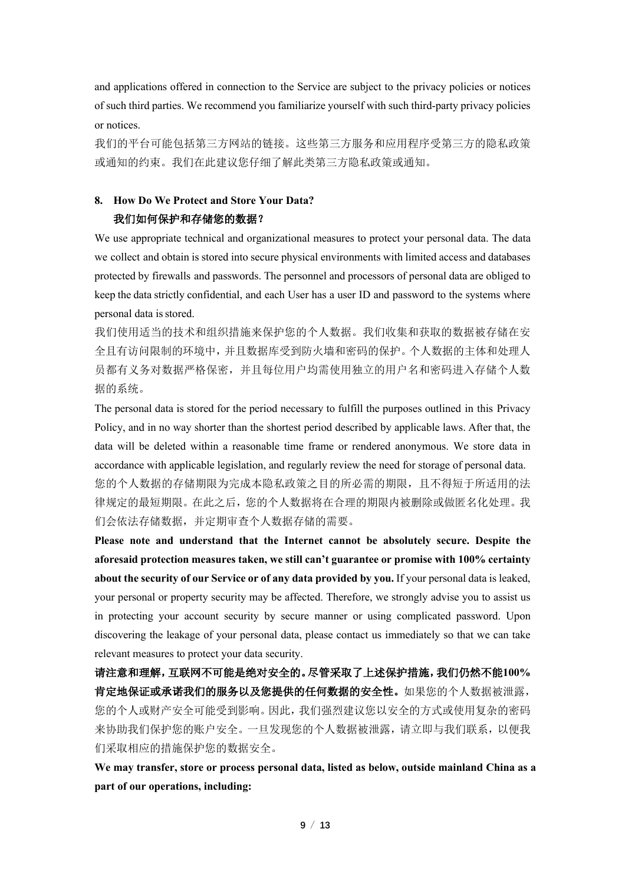and applications offered in connection to the Service are subject to the privacy policies or notices of such third parties. We recommend you familiarize yourself with such third-party privacy policies or notices.

我们的平台可能包括第三方网站的链接。这些第三方服务和应用程序受第三方的隐私政策或通知的约束。我们在此建议您仔细了解此类第三方隐私政策或通知。

## 8. How Do We Protect and Store Your Data?
## 我们如何保护和存储您的数据？

We use appropriate technical and organizational measures to protect your personal data. The data we collect and obtain is stored into secure physical environments with limited access and databases protected by firewalls and passwords. The personnel and processors of personal data are obliged to keep the data strictly confidential, and each User has a user ID and password to the systems where personal data is stored.

我们使用适当的技术和组织措施来保护您的个人数据。我们收集和获取的数据被存储在安全且有访问限制的环境中，并且数据库受到防火墙和密码的保护。个人数据的主体和处理人员都有义务对数据严格保密，并且每位用户均需使用独立的用户名和密码进入存储个人数据的系统。

The personal data is stored for the period necessary to fulfill the purposes outlined in this Privacy Policy, and in no way shorter than the shortest period described by applicable laws. After that, the data will be deleted within a reasonable time frame or rendered anonymous. We store data in accordance with applicable legislation, and regularly review the need for storage of personal data.

您的个人数据的存储期限为完成本隐私政策之目的所必需的期限，且不得短于所适用的法律规定的最短期限。在此之后，您的个人数据将在合理的期限内被删除或做匿名化处理。我们会依法存储数据，并定期审查个人数据存储的需要。

**Please note and understand that the Internet cannot be absolutely secure. Despite the aforesaid protection measures taken, we still can't guarantee or promise with 100% certainty about the security of our Service or of any data provided by you.** If your personal data is leaked, your personal or property security may be affected. Therefore, we strongly advise you to assist us in protecting your account security by secure manner or using complicated password. Upon discovering the leakage of your personal data, please contact us immediately so that we can take relevant measures to protect your data security.

**请注意和理解，互联网不可能是绝对安全的。尽管采取了上述保护措施，我们仍然不能100%肯定地保证或承诺我们的服务以及您提供的任何数据的安全性。**如果您的个人数据被泄露，您的个人或财产安全可能受到影响。因此，我们强烈建议您以安全的方式或使用复杂的密码来协助我们保护您的账户安全。一旦发现您的个人数据被泄露，请立即与我们联系，以便我们采取相应的措施保护您的数据安全。

**We may transfer, store or process personal data, listed as below, outside mainland China as a part of our operations, including:**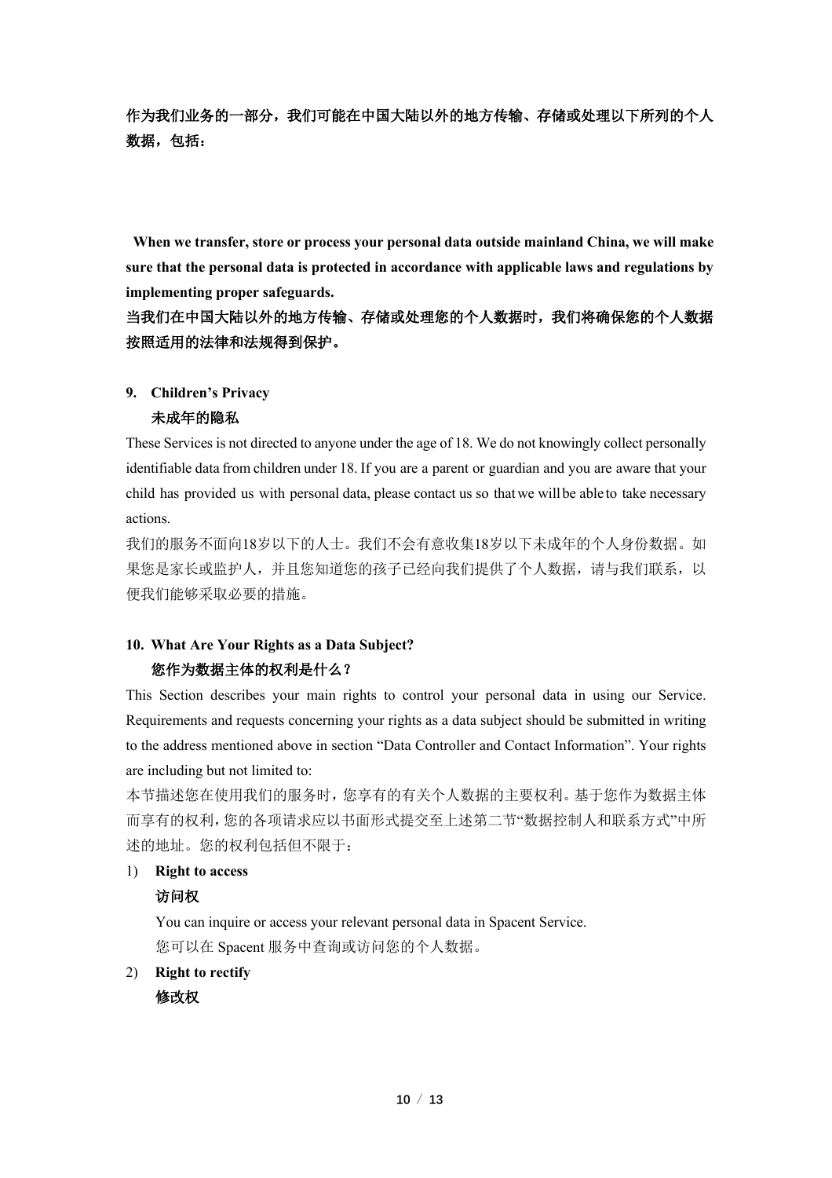**作为我们业务的一部分，我们可能在中国大陆以外的地方传输、存储或处理以下所列的个人数据，包括：**

**When we transfer, store or process your personal data outside mainland China, we will make sure that the personal data is protected in accordance with applicable laws and regulations by implementing proper safeguards.**
**当我们在中国大陆以外的地方传输、存储或处理您的个人数据时，我们将确保您的个人数据按照适用的法律和法规得到保护。**

## 9. Children's Privacy
## 未成年的隐私

These Services is not directed to anyone under the age of 18. We do not knowingly collect personally identifiable data from children under 18. If you are a parent or guardian and you are aware that your child has provided us with personal data, please contact us so that we will be able to take necessary actions.

我们的服务不面向18岁以下的人士。我们不会有意收集18岁以下未成年的个人身份数据。如果您是家长或监护人，并且您知道您的孩子已经向我们提供了个人数据，请与我们联系，以便我们能够采取必要的措施。

## 10. What Are Your Rights as a Data Subject?
## 您作为数据主体的权利是什么？

This Section describes your main rights to control your personal data in using our Service. Requirements and requests concerning your rights as a data subject should be submitted in writing to the address mentioned above in section "Data Controller and Contact Information". Your rights are including but not limited to:

本节描述您在使用我们的服务时，您享有的有关个人数据的主要权利。基于您作为数据主体而享有的权利，您的各项请求应以书面形式提交至上述第二节"数据控制人和联系方式"中所述的地址。您的权利包括但不限于：

1) **Right to access**
   **访问权**
   You can inquire or access your relevant personal data in Spacent Service.
   您可以在 Spacent 服务中查询或访问您的个人数据。

2) **Right to rectify**
   **修改权**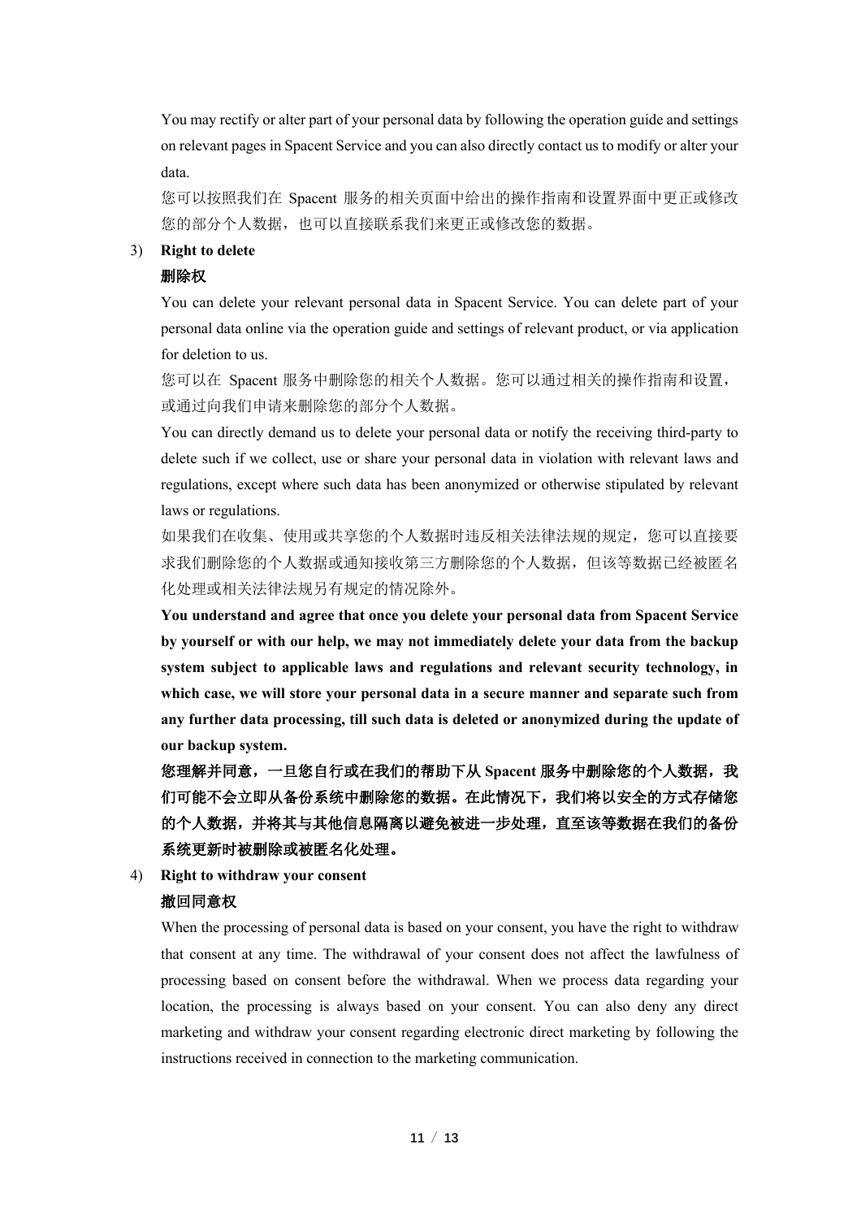You may rectify or alter part of your personal data by following the operation guide and settings on relevant pages in Spacent Service and you can also directly contact us to modify or alter your data.

您可以按照我们在 Spacent 服务的相关页面中给出的操作指南和设置界面中更正或修改您的部分个人数据，也可以直接联系我们来更正或修改您的数据。

3) **Right to delete**

**删除权**

You can delete your relevant personal data in Spacent Service. You can delete part of your personal data online via the operation guide and settings of relevant product, or via application for deletion to us.

您可以在 Spacent 服务中删除您的相关个人数据。您可以通过相关的操作指南和设置，或通过向我们申请来删除您的部分个人数据。

You can directly demand us to delete your personal data or notify the receiving third-party to delete such if we collect, use or share your personal data in violation with relevant laws and regulations, except where such data has been anonymized or otherwise stipulated by relevant laws or regulations.

如果我们在收集、使用或共享您的个人数据时违反相关法律法规的规定，您可以直接要求我们删除您的个人数据或通知接收第三方删除您的个人数据，但该等数据已经被匿名化处理或相关法律法规另有规定的情况除外。

**You understand and agree that once you delete your personal data from Spacent Service by yourself or with our help, we may not immediately delete your data from the backup system subject to applicable laws and regulations and relevant security technology, in which case, we will store your personal data in a secure manner and separate such from any further data processing, till such data is deleted or anonymized during the update of our backup system.**

**您理解并同意，一旦您自行或在我们的帮助下从 Spacent 服务中删除您的个人数据，我们可能不会立即从备份系统中删除您的数据。在此情况下，我们将以安全的方式存储您的个人数据，并将其与其他信息隔离以避免被进一步处理，直至该等数据在我们的备份系统更新时被删除或被匿名化处理。**

4) **Right to withdraw your consent**

**撤回同意权**

When the processing of personal data is based on your consent, you have the right to withdraw that consent at any time. The withdrawal of your consent does not affect the lawfulness of processing based on consent before the withdrawal. When we process data regarding your location, the processing is always based on your consent. You can also deny any direct marketing and withdraw your consent regarding electronic direct marketing by following the instructions received in connection to the marketing communication.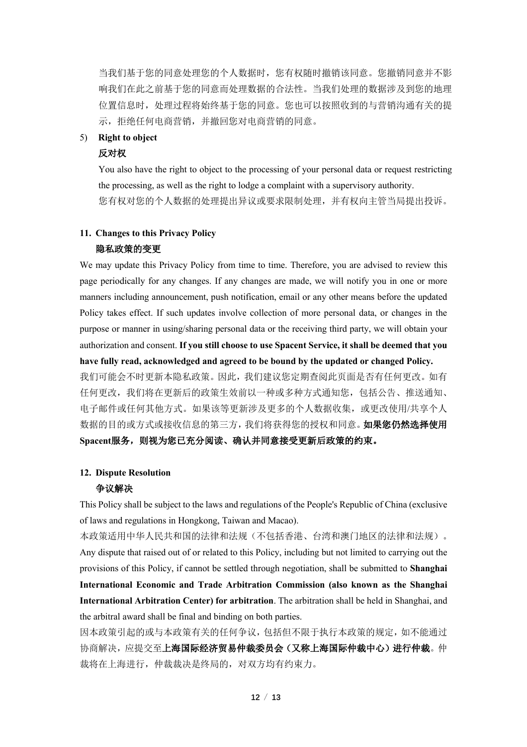当我们基于您的同意处理您的个人数据时，您有权随时撤销该同意。您撤销同意并不影响我们在此之前基于您的同意而处理数据的合法性。当我们处理的数据涉及到您的地理位置信息时，处理过程将始终基于您的同意。您也可以按照收到的与营销沟通有关的提示，拒绝任何电商营销，并撤回您对电商营销的同意。

5) **Right to object**
   **反对权**
   You also have the right to object to the processing of your personal data or request restricting the processing, as well as the right to lodge a complaint with a supervisory authority.
   您有权对您的个人数据的处理提出异议或要求限制处理，并有权向主管当局提出投诉。

## 11. Changes to this Privacy Policy
## 隐私政策的变更

We may update this Privacy Policy from time to time. Therefore, you are advised to review this page periodically for any changes. If any changes are made, we will notify you in one or more manners including announcement, push notification, email or any other means before the updated Policy takes effect. If such updates involve collection of more personal data, or changes in the purpose or manner in using/sharing personal data or the receiving third party, we will obtain your authorization and consent. **If you still choose to use Spacent Service, it shall be deemed that you have fully read, acknowledged and agreed to be bound by the updated or changed Policy.**

我们可能会不时更新本隐私政策。因此，我们建议您定期查阅此页面是否有任何更改。如有任何更改，我们将在更新后的政策生效前以一种或多种方式通知您，包括公告、推送通知、电子邮件或任何其他方式。如果该等更新涉及更多的个人数据收集，或更改使用/共享个人数据的目的或方式或接收信息的第三方，我们将获得您的授权和同意。**如果您仍然选择使用Spacent服务，则视为您已充分阅读、确认并同意接受更新后政策的约束。**

## 12. Dispute Resolution
## 争议解决

This Policy shall be subject to the laws and regulations of the People's Republic of China (exclusive of laws and regulations in Hongkong, Taiwan and Macao).

本政策适用中华人民共和国的法律和法规（不包括香港、台湾和澳门地区的法律和法规）。

Any dispute that raised out of or related to this Policy, including but not limited to carrying out the provisions of this Policy, if cannot be settled through negotiation, shall be submitted to **Shanghai International Economic and Trade Arbitration Commission (also known as the Shanghai International Arbitration Center) for arbitration**. The arbitration shall be held in Shanghai, and the arbitral award shall be final and binding on both parties.

因本政策引起的或与本政策有关的任何争议，包括但不限于执行本政策的规定，如不能通过协商解决，应提交至**上海国际经济贸易仲裁委员会（又称上海国际仲裁中心）进行仲裁**。仲裁将在上海进行，仲裁裁决是终局的，对双方均有约束力。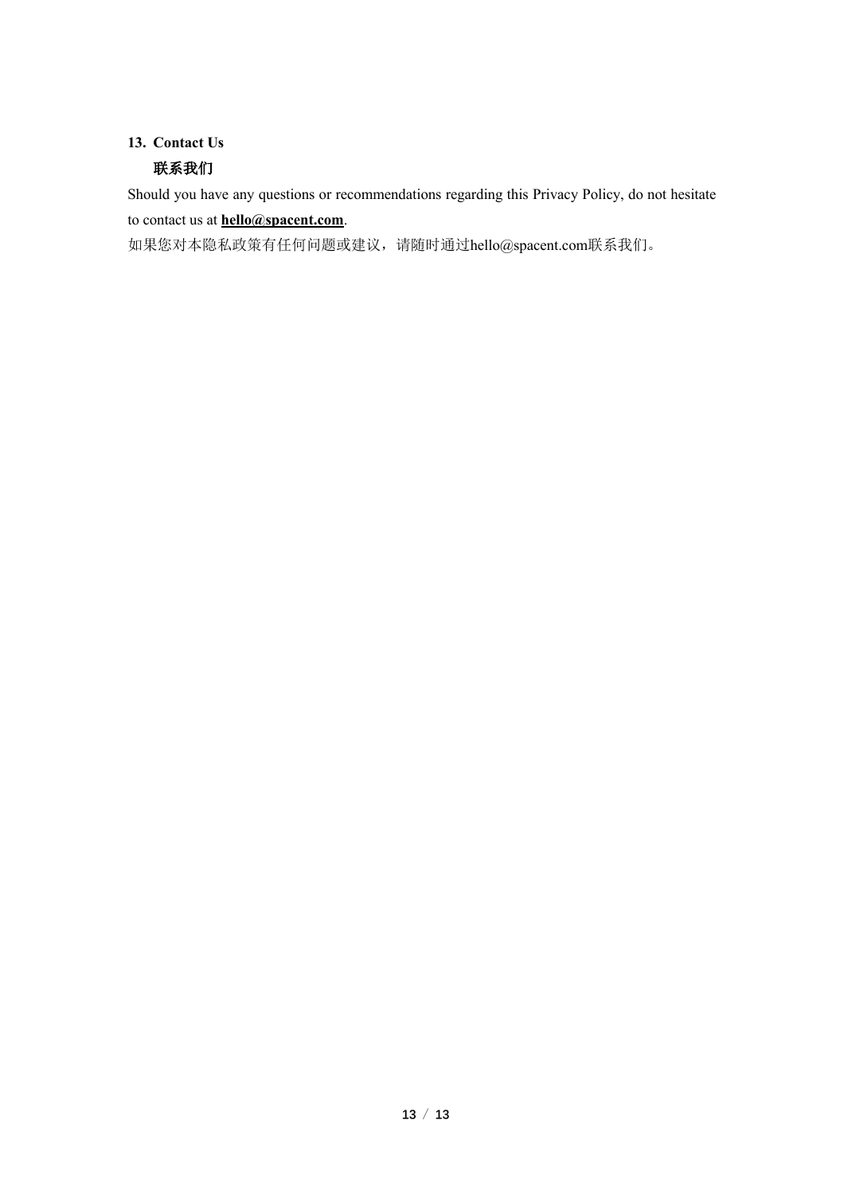## 13. Contact Us

**联系我们**

Should you have any questions or recommendations regarding this Privacy Policy, do not hesitate to contact us at **hello@spacent.com**.

如果您对本隐私政策有任何问题或建议，请随时通过hello@spacent.com联系我们。